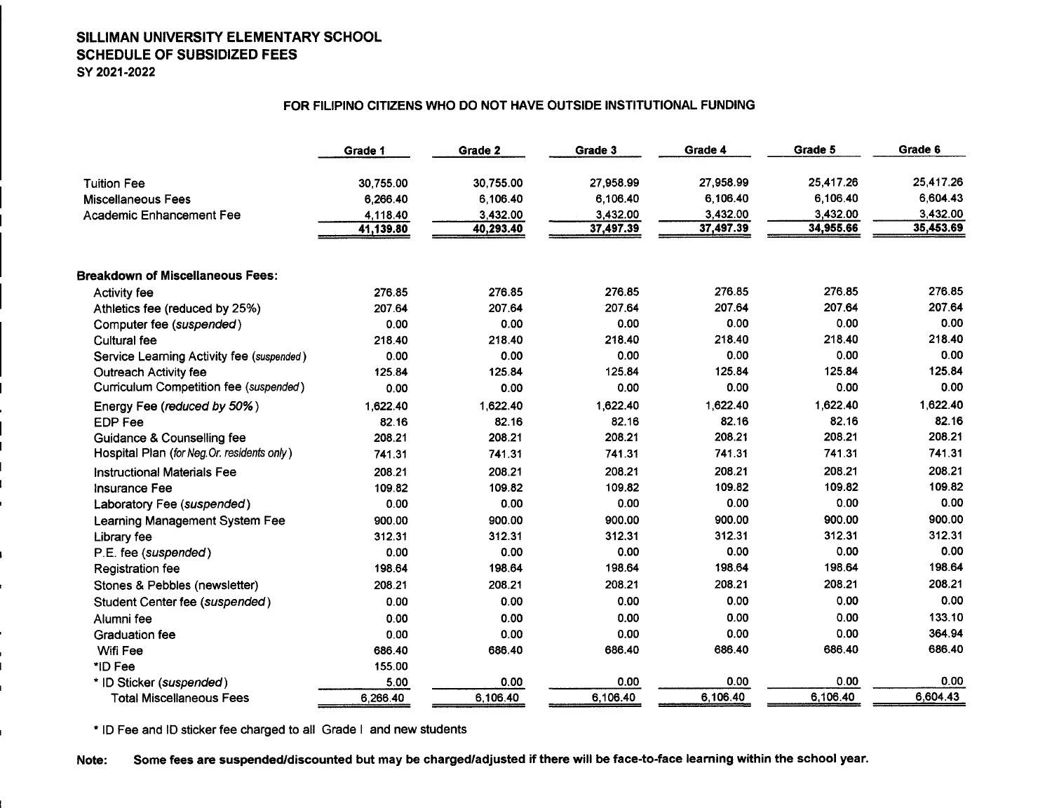# SILLIMAN UNIVERSITY ELEMENTARY SCHOOL
## SCHEDULE OF SUBSIDIZED FEES
### SY 2021-2022

**FOR FILIPINO CITIZENS WHO DO NOT HAVE OUTSIDE INSTITUTIONAL FUNDING**

| | Grade 1 | Grade 2 | Grade 3 | Grade 4 | Grade 5 | Grade 6 |
|---|---|---|---|---|---|---|
| Tuition Fee | 30,755.00 | 30,755.00 | 27,958.99 | 27,958.99 | 25,417.26 | 25,417.26 |
| Miscellaneous Fees | 6,266.40 | 6,106.40 | 6,106.40 | 6,106.40 | 6,106.40 | 6,604.43 |
| Academic Enhancement Fee | 4,118.40 | 3,432.00 | 3,432.00 | 3,432.00 | 3,432.00 | 3,432.00 |
| | 41,139.80 | 40,293.40 | 37,497.39 | 37,497.39 | 34,955.66 | 35,453.69 |
| **Breakdown of Miscellaneous Fees:** | | | | | | |
| Activity fee | 276.85 | 276.85 | 276.85 | 276.85 | 276.85 | 276.85 |
| Athletics fee (reduced by 25%) | 207.64 | 207.64 | 207.64 | 207.64 | 207.64 | 207.64 |
| Computer fee (*suspended*) | 0.00 | 0.00 | 0.00 | 0.00 | 0.00 | 0.00 |
| Cultural fee | 218.40 | 218.40 | 218.40 | 218.40 | 218.40 | 218.40 |
| Service Learning Activity fee (*suspended*) | 0.00 | 0.00 | 0.00 | 0.00 | 0.00 | 0.00 |
| Outreach Activity fee | 125.84 | 125.84 | 125.84 | 125.84 | 125.84 | 125.84 |
| Curriculum Competition fee (*suspended*) | 0.00 | 0.00 | 0.00 | 0.00 | 0.00 | 0.00 |
| Energy Fee (*reduced by 50%*) | 1,622.40 | 1,622.40 | 1,622.40 | 1,622.40 | 1,622.40 | 1,622.40 |
| EDP Fee | 82.16 | 82.16 | 82.16 | 82.16 | 82.16 | 82.16 |
| Guidance & Counselling fee | 208.21 | 208.21 | 208.21 | 208.21 | 208.21 | 208.21 |
| Hospital Plan (*for Neg.Or. residents only*) | 741.31 | 741.31 | 741.31 | 741.31 | 741.31 | 741.31 |
| Instructional Materials Fee | 208.21 | 208.21 | 208.21 | 208.21 | 208.21 | 208.21 |
| Insurance Fee | 109.82 | 109.82 | 109.82 | 109.82 | 109.82 | 109.82 |
| Laboratory Fee (*suspended*) | 0.00 | 0.00 | 0.00 | 0.00 | 0.00 | 0.00 |
| Learning Management System Fee | 900.00 | 900.00 | 900.00 | 900.00 | 900.00 | 900.00 |
| Library fee | 312.31 | 312.31 | 312.31 | 312.31 | 312.31 | 312.31 |
| P.E. fee (*suspended*) | 0.00 | 0.00 | 0.00 | 0.00 | 0.00 | 0.00 |
| Registration fee | 198.64 | 198.64 | 198.64 | 198.64 | 198.64 | 198.64 |
| Stones & Pebbles (newsletter) | 208.21 | 208.21 | 208.21 | 208.21 | 208.21 | 208.21 |
| Student Center fee (*suspended*) | 0.00 | 0.00 | 0.00 | 0.00 | 0.00 | 0.00 |
| Alumni fee | 0.00 | 0.00 | 0.00 | 0.00 | 0.00 | 133.10 |
| Graduation fee | 0.00 | 0.00 | 0.00 | 0.00 | 0.00 | 364.94 |
| Wifi Fee | 686.40 | 686.40 | 686.40 | 686.40 | 686.40 | 686.40 |
| *ID Fee | 155.00 | | | | | |
| * ID Sticker (*suspended*) | 5.00 | 0.00 | 0.00 | 0.00 | 0.00 | 0.00 |
| Total Miscellaneous Fees | 6,266.40 | 6,106.40 | 6,106.40 | 6,106.40 | 6,106.40 | 6,604.43 |

* ID Fee and ID sticker fee charged to all Grade I and new students

**Note: Some fees are suspended/discounted but may be charged/adjusted if there will be face-to-face learning within the school year.**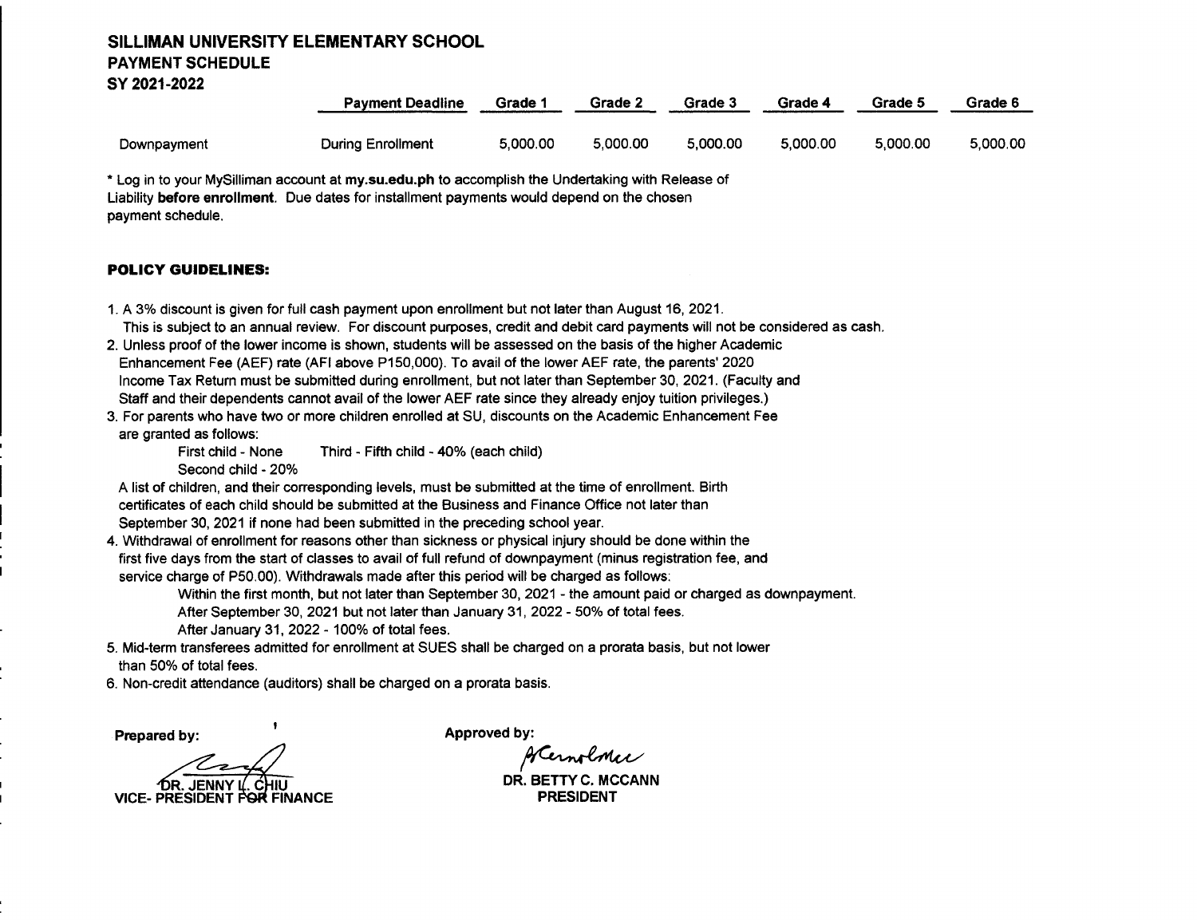**SILLIMAN UNIVERSITY ELEMENTARY SCHOOL**
**PAYMENT SCHEDULE**
**SY 2021-2022**

| | Payment Deadline | Grade 1 | Grade 2 | Grade 3 | Grade 4 | Grade 5 | Grade 6 |
|---|---|---|---|---|---|---|---|
| Downpayment | During Enrollment | 5,000.00 | 5,000.00 | 5,000.00 | 5,000.00 | 5,000.00 | 5,000.00 |

* Log in to your MySilliman account at **my.su.edu.ph** to accomplish the Undertaking with Release of Liability **before enrollment**. Due dates for installment payments would depend on the chosen payment schedule.

**POLICY GUIDELINES:**

1. A 3% discount is given for full cash payment upon enrollment but not later than August 16, 2021. This is subject to an annual review. For discount purposes, credit and debit card payments will not be considered as cash.
2. Unless proof of the lower income is shown, students will be assessed on the basis of the higher Academic Enhancement Fee (AEF) rate (AFI above P150,000). To avail of the lower AEF rate, the parents' 2020 Income Tax Return must be submitted during enrollment, but not later than September 30, 2021. (Faculty and Staff and their dependents cannot avail of the lower AEF rate since they already enjoy tuition privileges.)
3. For parents who have two or more children enrolled at SU, discounts on the Academic Enhancement Fee are granted as follows:

   First child - None  
   Second child - 20%  
   Third - Fifth child - 40% (each child)

   A list of children, and their corresponding levels, must be submitted at the time of enrollment. Birth certificates of each child should be submitted at the Business and Finance Office not later than September 30, 2021 if none had been submitted in the preceding school year.
4. Withdrawal of enrollment for reasons other than sickness or physical injury should be done within the first five days from the start of classes to avail of full refund of downpayment (minus registration fee, and service charge of P50.00). Withdrawals made after this period will be charged as follows:

   Within the first month, but not later than September 30, 2021 - the amount paid or charged as downpayment.  
   After September 30, 2021 but not later than January 31, 2022 - 50% of total fees.  
   After January 31, 2022 - 100% of total fees.
5. Mid-term transferees admitted for enrollment at SUES shall be charged on a prorata basis, but not lower than 50% of total fees.
6. Non-credit attendance (auditors) shall be charged on a prorata basis.

**Prepared by:**

DR. JENNY L. CHIU  
VICE- PRESIDENT FOR FINANCE

**Approved by:**

DR. BETTY C. MCCANN  
PRESIDENT